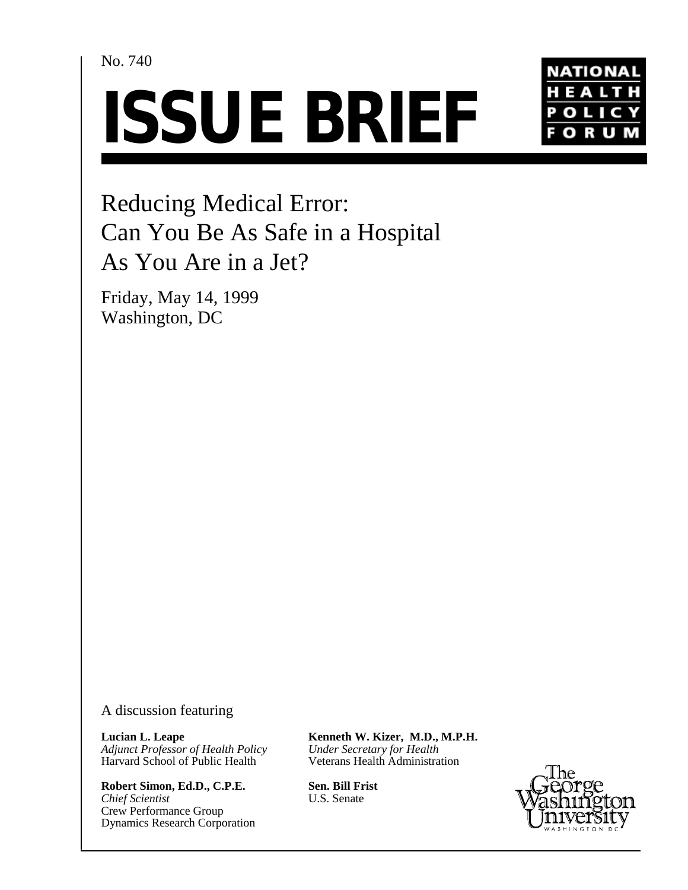No. 740

# ISSUE BRIEF

NATIONAL HEALTH POLICY FORUM

## Reducing Medical Error: Can You Be As Safe in a Hospital As You Are in a Jet?

Friday, May 14, 1999
Washington, DC

A discussion featuring

**Lucian L. Leape**
*Adjunct Professor of Health Policy*
Harvard School of Public Health

**Robert Simon, Ed.D., C.P.E.**
*Chief Scientist*
Crew Performance Group
Dynamics Research Corporation

**Kenneth W. Kizer, M.D., M.P.H.**
*Under Secretary for Health*
Veterans Health Administration

**Sen. Bill Frist**
U.S. Senate

The George Washington University
WASHINGTON DC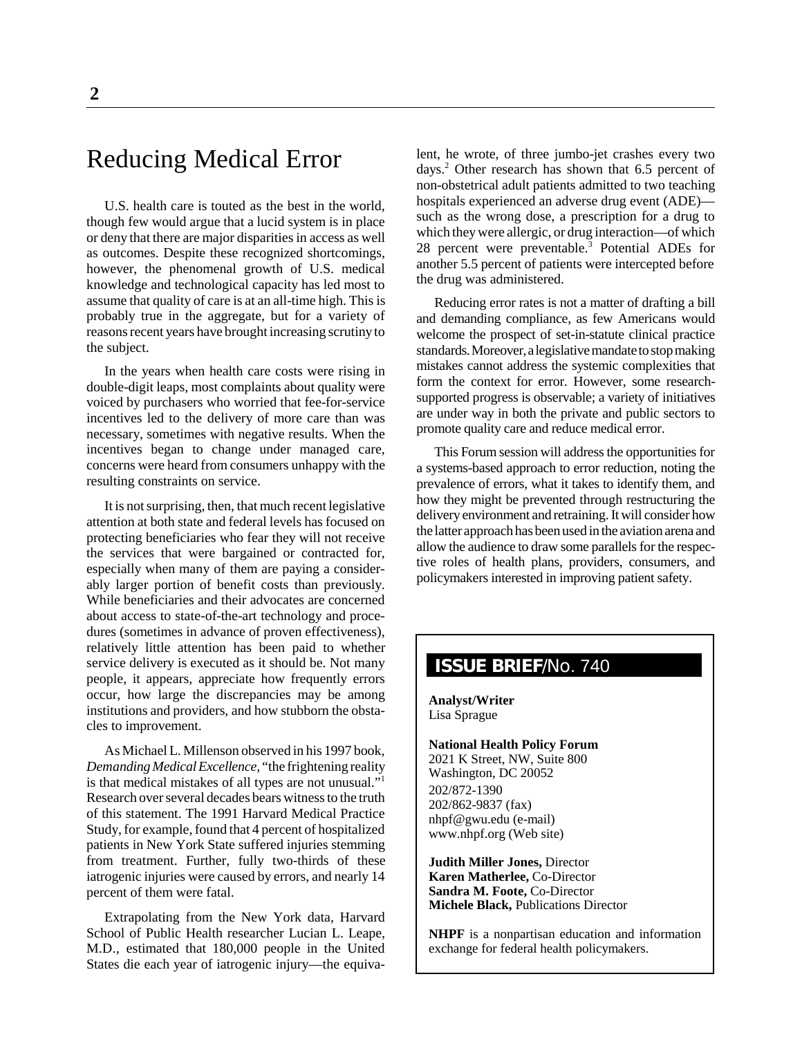# Reducing Medical Error

U.S. health care is touted as the best in the world, though few would argue that a lucid system is in place or deny that there are major disparities in access as well as outcomes. Despite these recognized shortcomings, however, the phenomenal growth of U.S. medical knowledge and technological capacity has led most to assume that quality of care is at an all-time high. This is probably true in the aggregate, but for a variety of reasons recent years have brought increasing scrutiny to the subject.

In the years when health care costs were rising in double-digit leaps, most complaints about quality were voiced by purchasers who worried that fee-for-service incentives led to the delivery of more care than was necessary, sometimes with negative results. When the incentives began to change under managed care, concerns were heard from consumers unhappy with the resulting constraints on service.

It is not surprising, then, that much recent legislative attention at both state and federal levels has focused on protecting beneficiaries who fear they will not receive the services that were bargained or contracted for, especially when many of them are paying a considerably larger portion of benefit costs than previously. While beneficiaries and their advocates are concerned about access to state-of-the-art technology and procedures (sometimes in advance of proven effectiveness), relatively little attention has been paid to whether service delivery is executed as it should be. Not many people, it appears, appreciate how frequently errors occur, how large the discrepancies may be among institutions and providers, and how stubborn the obstacles to improvement.

As Michael L. Millenson observed in his 1997 book, *Demanding Medical Excellence*, "the frightening reality is that medical mistakes of all types are not unusual."[1] Research over several decades bears witness to the truth of this statement. The 1991 Harvard Medical Practice Study, for example, found that 4 percent of hospitalized patients in New York State suffered injuries stemming from treatment. Further, fully two-thirds of these iatrogenic injuries were caused by errors, and nearly 14 percent of them were fatal.

Extrapolating from the New York data, Harvard School of Public Health researcher Lucian L. Leape, M.D., estimated that 180,000 people in the United States die each year of iatrogenic injury—the equivalent, he wrote, of three jumbo-jet crashes every two days.[2] Other research has shown that 6.5 percent of non-obstetrical adult patients admitted to two teaching hospitals experienced an adverse drug event (ADE)—such as the wrong dose, a prescription for a drug to which they were allergic, or drug interaction—of which 28 percent were preventable.[3] Potential ADEs for another 5.5 percent of patients were intercepted before the drug was administered.

Reducing error rates is not a matter of drafting a bill and demanding compliance, as few Americans would welcome the prospect of set-in-statute clinical practice standards. Moreover, a legislative mandate to stop making mistakes cannot address the systemic complexities that form the context for error. However, some research-supported progress is observable; a variety of initiatives are under way in both the private and public sectors to promote quality care and reduce medical error.

This Forum session will address the opportunities for a systems-based approach to error reduction, noting the prevalence of errors, what it takes to identify them, and how they might be prevented through restructuring the delivery environment and retraining. It will consider how the latter approach has been used in the aviation arena and allow the audience to draw some parallels for the respective roles of health plans, providers, consumers, and policymakers interested in improving patient safety.

**ISSUE BRIEF**/No. 740

**Analyst/Writer**
Lisa Sprague

**National Health Policy Forum**
2021 K Street, NW, Suite 800
Washington, DC 20052
202/872-1390
202/862-9837 (fax)
nhpf@gwu.edu (e-mail)
www.nhpf.org (Web site)

**Judith Miller Jones,** Director
**Karen Matherlee,** Co-Director
**Sandra M. Foote,** Co-Director
**Michele Black,** Publications Director

**NHPF** is a nonpartisan education and information exchange for federal health policymakers.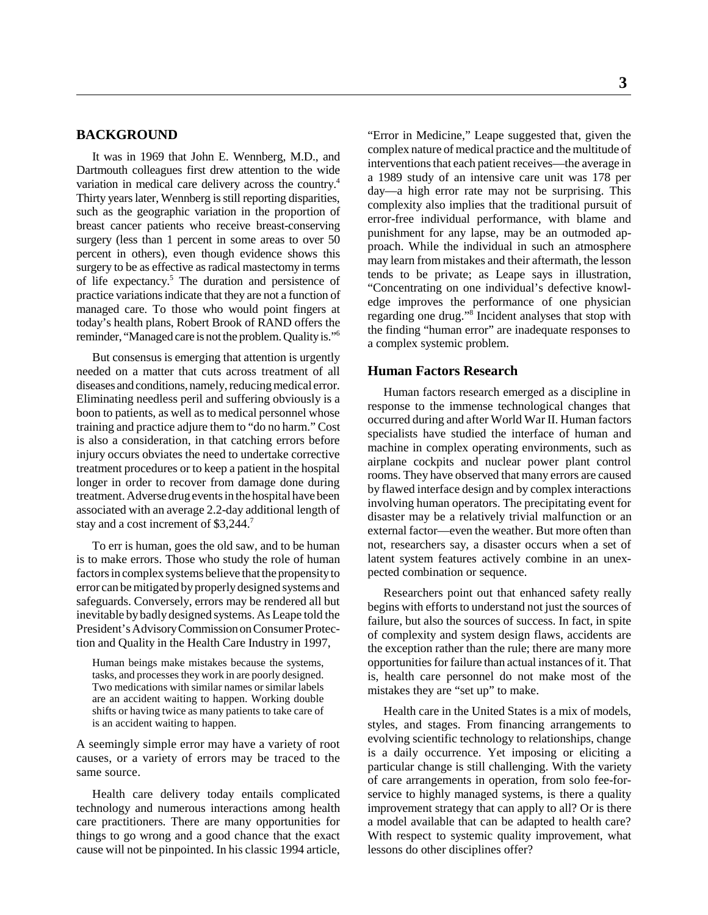## BACKGROUND

It was in 1969 that John E. Wennberg, M.D., and Dartmouth colleagues first drew attention to the wide variation in medical care delivery across the country.[4] Thirty years later, Wennberg is still reporting disparities, such as the geographic variation in the proportion of breast cancer patients who receive breast-conserving surgery (less than 1 percent in some areas to over 50 percent in others), even though evidence shows this surgery to be as effective as radical mastectomy in terms of life expectancy.[5] The duration and persistence of practice variations indicate that they are not a function of managed care. To those who would point fingers at today's health plans, Robert Brook of RAND offers the reminder, "Managed care is not the problem. Quality is."[6]

But consensus is emerging that attention is urgently needed on a matter that cuts across treatment of all diseases and conditions, namely, reducing medical error. Eliminating needless peril and suffering obviously is a boon to patients, as well as to medical personnel whose training and practice adjure them to "do no harm." Cost is also a consideration, in that catching errors before injury occurs obviates the need to undertake corrective treatment procedures or to keep a patient in the hospital longer in order to recover from damage done during treatment. Adverse drug events in the hospital have been associated with an average 2.2-day additional length of stay and a cost increment of $3,244.[7]

To err is human, goes the old saw, and to be human is to make errors. Those who study the role of human factors in complex systems believe that the propensity to error can be mitigated by properly designed systems and safeguards. Conversely, errors may be rendered all but inevitable by badly designed systems. As Leape told the President's Advisory Commission on Consumer Protection and Quality in the Health Care Industry in 1997,

> Human beings make mistakes because the systems, tasks, and processes they work in are poorly designed. Two medications with similar names or similar labels are an accident waiting to happen. Working double shifts or having twice as many patients to take care of is an accident waiting to happen.

A seemingly simple error may have a variety of root causes, or a variety of errors may be traced to the same source.

Health care delivery today entails complicated technology and numerous interactions among health care practitioners. There are many opportunities for things to go wrong and a good chance that the exact cause will not be pinpointed. In his classic 1994 article, "Error in Medicine," Leape suggested that, given the complex nature of medical practice and the multitude of interventions that each patient receives—the average in a 1989 study of an intensive care unit was 178 per day—a high error rate may not be surprising. This complexity also implies that the traditional pursuit of error-free individual performance, with blame and punishment for any lapse, may be an outmoded approach. While the individual in such an atmosphere may learn from mistakes and their aftermath, the lesson tends to be private; as Leape says in illustration, "Concentrating on one individual's defective knowledge improves the performance of one physician regarding one drug."[8] Incident analyses that stop with the finding "human error" are inadequate responses to a complex systemic problem.

### Human Factors Research

Human factors research emerged as a discipline in response to the immense technological changes that occurred during and after World War II. Human factors specialists have studied the interface of human and machine in complex operating environments, such as airplane cockpits and nuclear power plant control rooms. They have observed that many errors are caused by flawed interface design and by complex interactions involving human operators. The precipitating event for disaster may be a relatively trivial malfunction or an external factor—even the weather. But more often than not, researchers say, a disaster occurs when a set of latent system features actively combine in an unexpected combination or sequence.

Researchers point out that enhanced safety really begins with efforts to understand not just the sources of failure, but also the sources of success. In fact, in spite of complexity and system design flaws, accidents are the exception rather than the rule; there are many more opportunities for failure than actual instances of it. That is, health care personnel do not make most of the mistakes they are "set up" to make.

Health care in the United States is a mix of models, styles, and stages. From financing arrangements to evolving scientific technology to relationships, change is a daily occurrence. Yet imposing or eliciting a particular change is still challenging. With the variety of care arrangements in operation, from solo fee-for-service to highly managed systems, is there a quality improvement strategy that can apply to all? Or is there a model available that can be adapted to health care? With respect to systemic quality improvement, what lessons do other disciplines offer?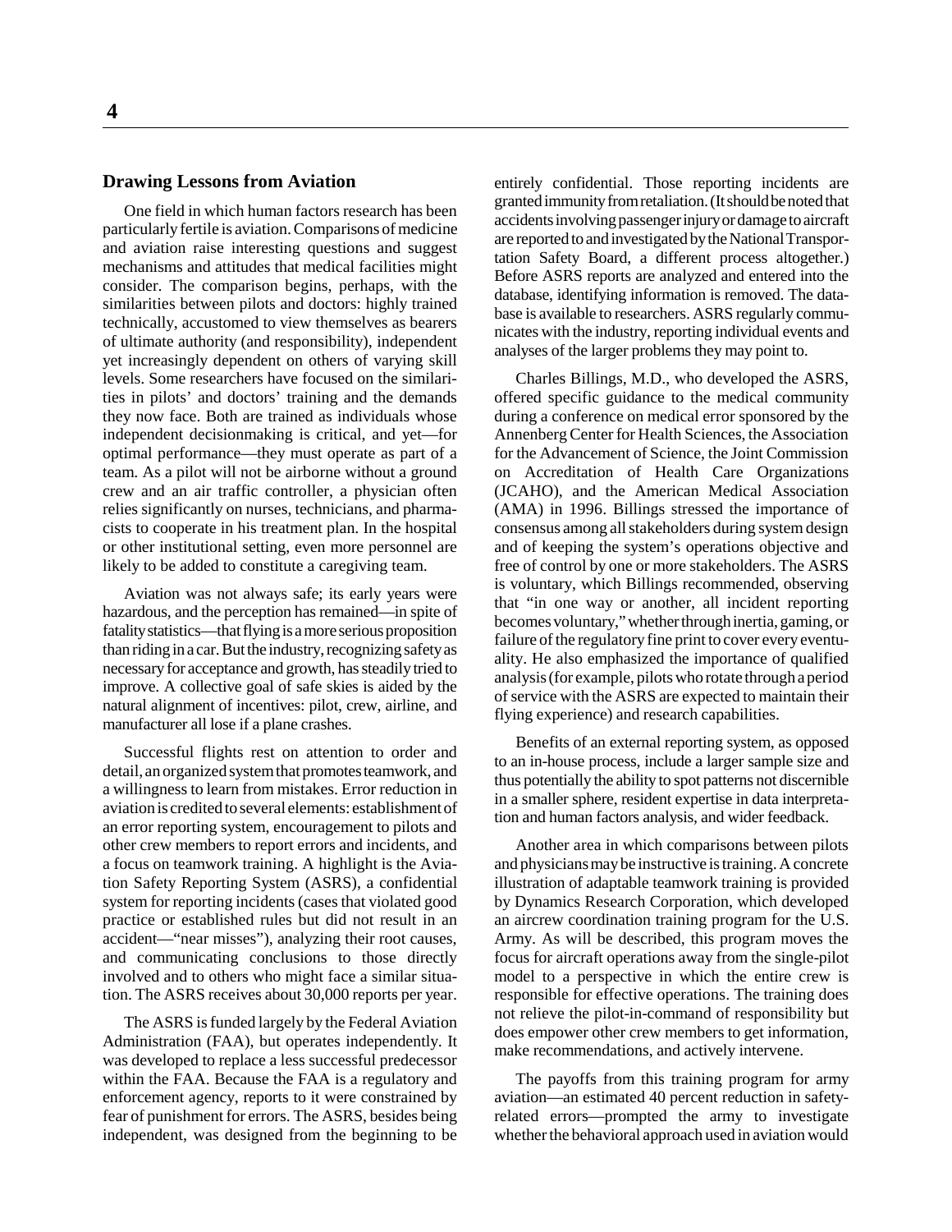## Drawing Lessons from Aviation

One field in which human factors research has been particularly fertile is aviation. Comparisons of medicine and aviation raise interesting questions and suggest mechanisms and attitudes that medical facilities might consider. The comparison begins, perhaps, with the similarities between pilots and doctors: highly trained technically, accustomed to view themselves as bearers of ultimate authority (and responsibility), independent yet increasingly dependent on others of varying skill levels. Some researchers have focused on the similarities in pilots' and doctors' training and the demands they now face. Both are trained as individuals whose independent decisionmaking is critical, and yet—for optimal performance—they must operate as part of a team. As a pilot will not be airborne without a ground crew and an air traffic controller, a physician often relies significantly on nurses, technicians, and pharmacists to cooperate in his treatment plan. In the hospital or other institutional setting, even more personnel are likely to be added to constitute a caregiving team.

Aviation was not always safe; its early years were hazardous, and the perception has remained—in spite of fatality statistics—that flying is a more serious proposition than riding in a car. But the industry, recognizing safety as necessary for acceptance and growth, has steadily tried to improve. A collective goal of safe skies is aided by the natural alignment of incentives: pilot, crew, airline, and manufacturer all lose if a plane crashes.

Successful flights rest on attention to order and detail, an organized system that promotes teamwork, and a willingness to learn from mistakes. Error reduction in aviation is credited to several elements: establishment of an error reporting system, encouragement to pilots and other crew members to report errors and incidents, and a focus on teamwork training. A highlight is the Aviation Safety Reporting System (ASRS), a confidential system for reporting incidents (cases that violated good practice or established rules but did not result in an accident—"near misses"), analyzing their root causes, and communicating conclusions to those directly involved and to others who might face a similar situation. The ASRS receives about 30,000 reports per year.

The ASRS is funded largely by the Federal Aviation Administration (FAA), but operates independently. It was developed to replace a less successful predecessor within the FAA. Because the FAA is a regulatory and enforcement agency, reports to it were constrained by fear of punishment for errors. The ASRS, besides being independent, was designed from the beginning to be entirely confidential. Those reporting incidents are granted immunity from retaliation. (It should be noted that accidents involving passenger injury or damage to aircraft are reported to and investigated by the National Transportation Safety Board, a different process altogether.) Before ASRS reports are analyzed and entered into the database, identifying information is removed. The database is available to researchers. ASRS regularly communicates with the industry, reporting individual events and analyses of the larger problems they may point to.

Charles Billings, M.D., who developed the ASRS, offered specific guidance to the medical community during a conference on medical error sponsored by the Annenberg Center for Health Sciences, the Association for the Advancement of Science, the Joint Commission on Accreditation of Health Care Organizations (JCAHO), and the American Medical Association (AMA) in 1996. Billings stressed the importance of consensus among all stakeholders during system design and of keeping the system's operations objective and free of control by one or more stakeholders. The ASRS is voluntary, which Billings recommended, observing that "in one way or another, all incident reporting becomes voluntary," whether through inertia, gaming, or failure of the regulatory fine print to cover every eventuality. He also emphasized the importance of qualified analysis (for example, pilots who rotate through a period of service with the ASRS are expected to maintain their flying experience) and research capabilities.

Benefits of an external reporting system, as opposed to an in-house process, include a larger sample size and thus potentially the ability to spot patterns not discernible in a smaller sphere, resident expertise in data interpretation and human factors analysis, and wider feedback.

Another area in which comparisons between pilots and physicians may be instructive is training. A concrete illustration of adaptable teamwork training is provided by Dynamics Research Corporation, which developed an aircrew coordination training program for the U.S. Army. As will be described, this program moves the focus for aircraft operations away from the single-pilot model to a perspective in which the entire crew is responsible for effective operations. The training does not relieve the pilot-in-command of responsibility but does empower other crew members to get information, make recommendations, and actively intervene.

The payoffs from this training program for army aviation—an estimated 40 percent reduction in safety-related errors—prompted the army to investigate whether the behavioral approach used in aviation would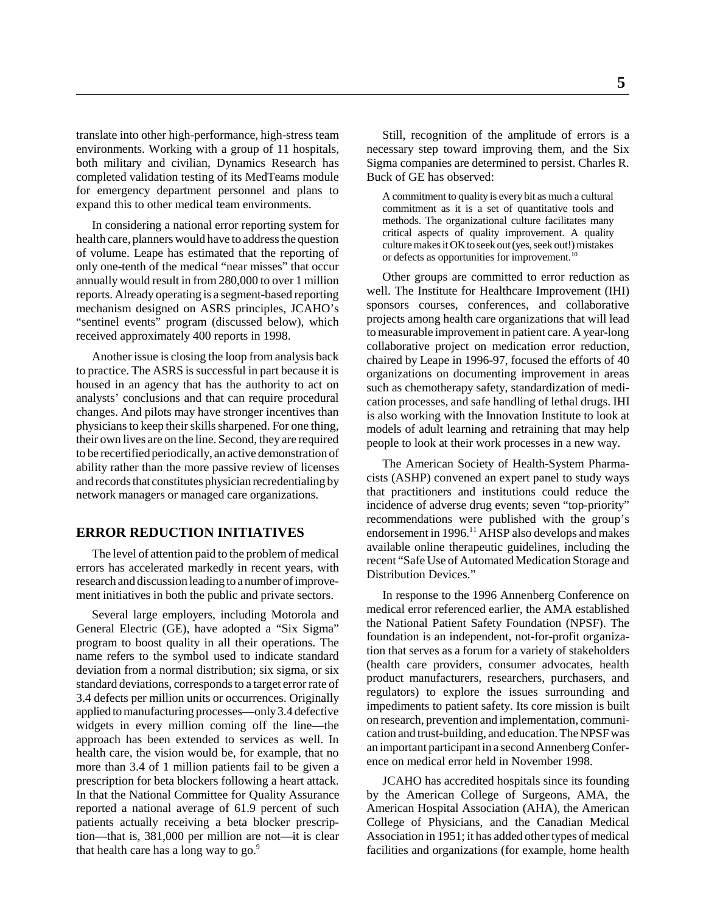translate into other high-performance, high-stress team environments. Working with a group of 11 hospitals, both military and civilian, Dynamics Research has completed validation testing of its MedTeams module for emergency department personnel and plans to expand this to other medical team environments.

In considering a national error reporting system for health care, planners would have to address the question of volume. Leape has estimated that the reporting of only one-tenth of the medical "near misses" that occur annually would result in from 280,000 to over 1 million reports. Already operating is a segment-based reporting mechanism designed on ASRS principles, JCAHO's "sentinel events" program (discussed below), which received approximately 400 reports in 1998.

Another issue is closing the loop from analysis back to practice. The ASRS is successful in part because it is housed in an agency that has the authority to act on analysts' conclusions and that can require procedural changes. And pilots may have stronger incentives than physicians to keep their skills sharpened. For one thing, their own lives are on the line. Second, they are required to be recertified periodically, an active demonstration of ability rather than the more passive review of licenses and records that constitutes physician recredentialing by network managers or managed care organizations.

## ERROR REDUCTION INITIATIVES

The level of attention paid to the problem of medical errors has accelerated markedly in recent years, with research and discussion leading to a number of improvement initiatives in both the public and private sectors.

Several large employers, including Motorola and General Electric (GE), have adopted a "Six Sigma" program to boost quality in all their operations. The name refers to the symbol used to indicate standard deviation from a normal distribution; six sigma, or six standard deviations, corresponds to a target error rate of 3.4 defects per million units or occurrences. Originally applied to manufacturing processes—only 3.4 defective widgets in every million coming off the line—the approach has been extended to services as well. In health care, the vision would be, for example, that no more than 3.4 of 1 million patients fail to be given a prescription for beta blockers following a heart attack. In that the National Committee for Quality Assurance reported a national average of 61.9 percent of such patients actually receiving a beta blocker prescription—that is, 381,000 per million are not—it is clear that health care has a long way to go.[9]

Still, recognition of the amplitude of errors is a necessary step toward improving them, and the Six Sigma companies are determined to persist. Charles R. Buck of GE has observed:

> A commitment to quality is every bit as much a cultural commitment as it is a set of quantitative tools and methods. The organizational culture facilitates many critical aspects of quality improvement. A quality culture makes it OK to seek out (yes, seek out!) mistakes or defects as opportunities for improvement.[10]

Other groups are committed to error reduction as well. The Institute for Healthcare Improvement (IHI) sponsors courses, conferences, and collaborative projects among health care organizations that will lead to measurable improvement in patient care. A year-long collaborative project on medication error reduction, chaired by Leape in 1996-97, focused the efforts of 40 organizations on documenting improvement in areas such as chemotherapy safety, standardization of medication processes, and safe handling of lethal drugs. IHI is also working with the Innovation Institute to look at models of adult learning and retraining that may help people to look at their work processes in a new way.

The American Society of Health-System Pharmacists (ASHP) convened an expert panel to study ways that practitioners and institutions could reduce the incidence of adverse drug events; seven "top-priority" recommendations were published with the group's endorsement in 1996.[11] AHSP also develops and makes available online therapeutic guidelines, including the recent "Safe Use of Automated Medication Storage and Distribution Devices."

In response to the 1996 Annenberg Conference on medical error referenced earlier, the AMA established the National Patient Safety Foundation (NPSF). The foundation is an independent, not-for-profit organization that serves as a forum for a variety of stakeholders (health care providers, consumer advocates, health product manufacturers, researchers, purchasers, and regulators) to explore the issues surrounding and impediments to patient safety. Its core mission is built on research, prevention and implementation, communication and trust-building, and education. The NPSF was an important participant in a second Annenberg Conference on medical error held in November 1998.

JCAHO has accredited hospitals since its founding by the American College of Surgeons, AMA, the American Hospital Association (AHA), the American College of Physicians, and the Canadian Medical Association in 1951; it has added other types of medical facilities and organizations (for example, home health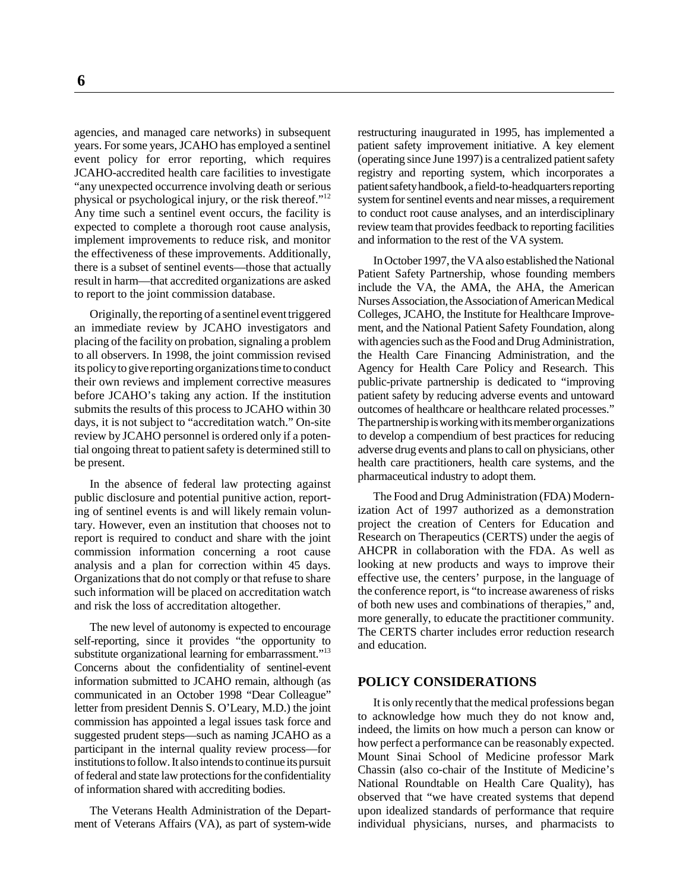agencies, and managed care networks) in subsequent years. For some years, JCAHO has employed a sentinel event policy for error reporting, which requires JCAHO-accredited health care facilities to investigate "any unexpected occurrence involving death or serious physical or psychological injury, or the risk thereof."[12] Any time such a sentinel event occurs, the facility is expected to complete a thorough root cause analysis, implement improvements to reduce risk, and monitor the effectiveness of these improvements. Additionally, there is a subset of sentinel events—those that actually result in harm—that accredited organizations are asked to report to the joint commission database.

Originally, the reporting of a sentinel event triggered an immediate review by JCAHO investigators and placing of the facility on probation, signaling a problem to all observers. In 1998, the joint commission revised its policy to give reporting organizations time to conduct their own reviews and implement corrective measures before JCAHO's taking any action. If the institution submits the results of this process to JCAHO within 30 days, it is not subject to "accreditation watch." On-site review by JCAHO personnel is ordered only if a potential ongoing threat to patient safety is determined still to be present.

In the absence of federal law protecting against public disclosure and potential punitive action, reporting of sentinel events is and will likely remain voluntary. However, even an institution that chooses not to report is required to conduct and share with the joint commission information concerning a root cause analysis and a plan for correction within 45 days. Organizations that do not comply or that refuse to share such information will be placed on accreditation watch and risk the loss of accreditation altogether.

The new level of autonomy is expected to encourage self-reporting, since it provides "the opportunity to substitute organizational learning for embarrassment."[13] Concerns about the confidentiality of sentinel-event information submitted to JCAHO remain, although (as communicated in an October 1998 "Dear Colleague" letter from president Dennis S. O'Leary, M.D.) the joint commission has appointed a legal issues task force and suggested prudent steps—such as naming JCAHO as a participant in the internal quality review process—for institutions to follow. It also intends to continue its pursuit of federal and state law protections for the confidentiality of information shared with accrediting bodies.

The Veterans Health Administration of the Department of Veterans Affairs (VA), as part of system-wide restructuring inaugurated in 1995, has implemented a patient safety improvement initiative. A key element (operating since June 1997) is a centralized patient safety registry and reporting system, which incorporates a patient safety handbook, a field-to-headquarters reporting system for sentinel events and near misses, a requirement to conduct root cause analyses, and an interdisciplinary review team that provides feedback to reporting facilities and information to the rest of the VA system.

In October 1997, the VA also established the National Patient Safety Partnership, whose founding members include the VA, the AMA, the AHA, the American Nurses Association, the Association of American Medical Colleges, JCAHO, the Institute for Healthcare Improvement, and the National Patient Safety Foundation, along with agencies such as the Food and Drug Administration, the Health Care Financing Administration, and the Agency for Health Care Policy and Research. This public-private partnership is dedicated to "improving patient safety by reducing adverse events and untoward outcomes of healthcare or healthcare related processes." The partnership is working with its member organizations to develop a compendium of best practices for reducing adverse drug events and plans to call on physicians, other health care practitioners, health care systems, and the pharmaceutical industry to adopt them.

The Food and Drug Administration (FDA) Modernization Act of 1997 authorized as a demonstration project the creation of Centers for Education and Research on Therapeutics (CERTS) under the aegis of AHCPR in collaboration with the FDA. As well as looking at new products and ways to improve their effective use, the centers' purpose, in the language of the conference report, is "to increase awareness of risks of both new uses and combinations of therapies," and, more generally, to educate the practitioner community. The CERTS charter includes error reduction research and education.

## POLICY CONSIDERATIONS

It is only recently that the medical professions began to acknowledge how much they do not know and, indeed, the limits on how much a person can know or how perfect a performance can be reasonably expected. Mount Sinai School of Medicine professor Mark Chassin (also co-chair of the Institute of Medicine's National Roundtable on Health Care Quality), has observed that "we have created systems that depend upon idealized standards of performance that require individual physicians, nurses, and pharmacists to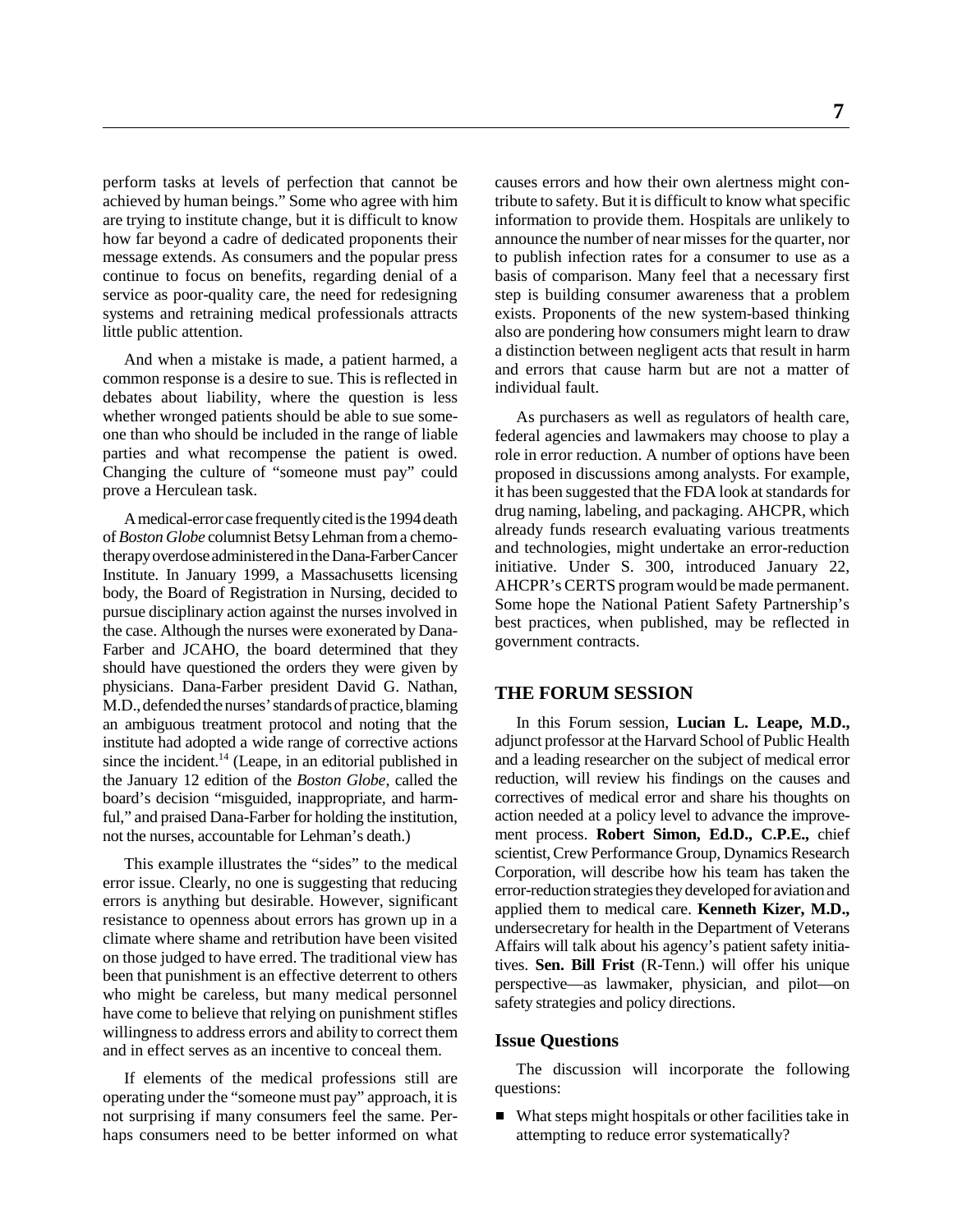perform tasks at levels of perfection that cannot be achieved by human beings." Some who agree with him are trying to institute change, but it is difficult to know how far beyond a cadre of dedicated proponents their message extends. As consumers and the popular press continue to focus on benefits, regarding denial of a service as poor-quality care, the need for redesigning systems and retraining medical professionals attracts little public attention.

And when a mistake is made, a patient harmed, a common response is a desire to sue. This is reflected in debates about liability, where the question is less whether wronged patients should be able to sue someone than who should be included in the range of liable parties and what recompense the patient is owed. Changing the culture of "someone must pay" could prove a Herculean task.

A medical-error case frequently cited is the 1994 death of *Boston Globe* columnist Betsy Lehman from a chemotherapy overdose administered in the Dana-Farber Cancer Institute. In January 1999, a Massachusetts licensing body, the Board of Registration in Nursing, decided to pursue disciplinary action against the nurses involved in the case. Although the nurses were exonerated by Dana-Farber and JCAHO, the board determined that they should have questioned the orders they were given by physicians. Dana-Farber president David G. Nathan, M.D., defended the nurses' standards of practice, blaming an ambiguous treatment protocol and noting that the institute had adopted a wide range of corrective actions since the incident.[14] (Leape, in an editorial published in the January 12 edition of the *Boston Globe*, called the board's decision "misguided, inappropriate, and harmful," and praised Dana-Farber for holding the institution, not the nurses, accountable for Lehman's death.)

This example illustrates the "sides" to the medical error issue. Clearly, no one is suggesting that reducing errors is anything but desirable. However, significant resistance to openness about errors has grown up in a climate where shame and retribution have been visited on those judged to have erred. The traditional view has been that punishment is an effective deterrent to others who might be careless, but many medical personnel have come to believe that relying on punishment stifles willingness to address errors and ability to correct them and in effect serves as an incentive to conceal them.

If elements of the medical professions still are operating under the "someone must pay" approach, it is not surprising if many consumers feel the same. Perhaps consumers need to be better informed on what causes errors and how their own alertness might contribute to safety. But it is difficult to know what specific information to provide them. Hospitals are unlikely to announce the number of near misses for the quarter, nor to publish infection rates for a consumer to use as a basis of comparison. Many feel that a necessary first step is building consumer awareness that a problem exists. Proponents of the new system-based thinking also are pondering how consumers might learn to draw a distinction between negligent acts that result in harm and errors that cause harm but are not a matter of individual fault.

As purchasers as well as regulators of health care, federal agencies and lawmakers may choose to play a role in error reduction. A number of options have been proposed in discussions among analysts. For example, it has been suggested that the FDA look at standards for drug naming, labeling, and packaging. AHCPR, which already funds research evaluating various treatments and technologies, might undertake an error-reduction initiative. Under S. 300, introduced January 22, AHCPR's CERTS program would be made permanent. Some hope the National Patient Safety Partnership's best practices, when published, may be reflected in government contracts.

## THE FORUM SESSION

In this Forum session, **Lucian L. Leape, M.D.,** adjunct professor at the Harvard School of Public Health and a leading researcher on the subject of medical error reduction, will review his findings on the causes and correctives of medical error and share his thoughts on action needed at a policy level to advance the improvement process. **Robert Simon, Ed.D., C.P.E.,** chief scientist, Crew Performance Group, Dynamics Research Corporation, will describe how his team has taken the error-reduction strategies they developed for aviation and applied them to medical care. **Kenneth Kizer, M.D.,** undersecretary for health in the Department of Veterans Affairs will talk about his agency's patient safety initiatives. **Sen. Bill Frist** (R-Tenn.) will offer his unique perspective—as lawmaker, physician, and pilot—on safety strategies and policy directions.

### Issue Questions

The discussion will incorporate the following questions:

- What steps might hospitals or other facilities take in attempting to reduce error systematically?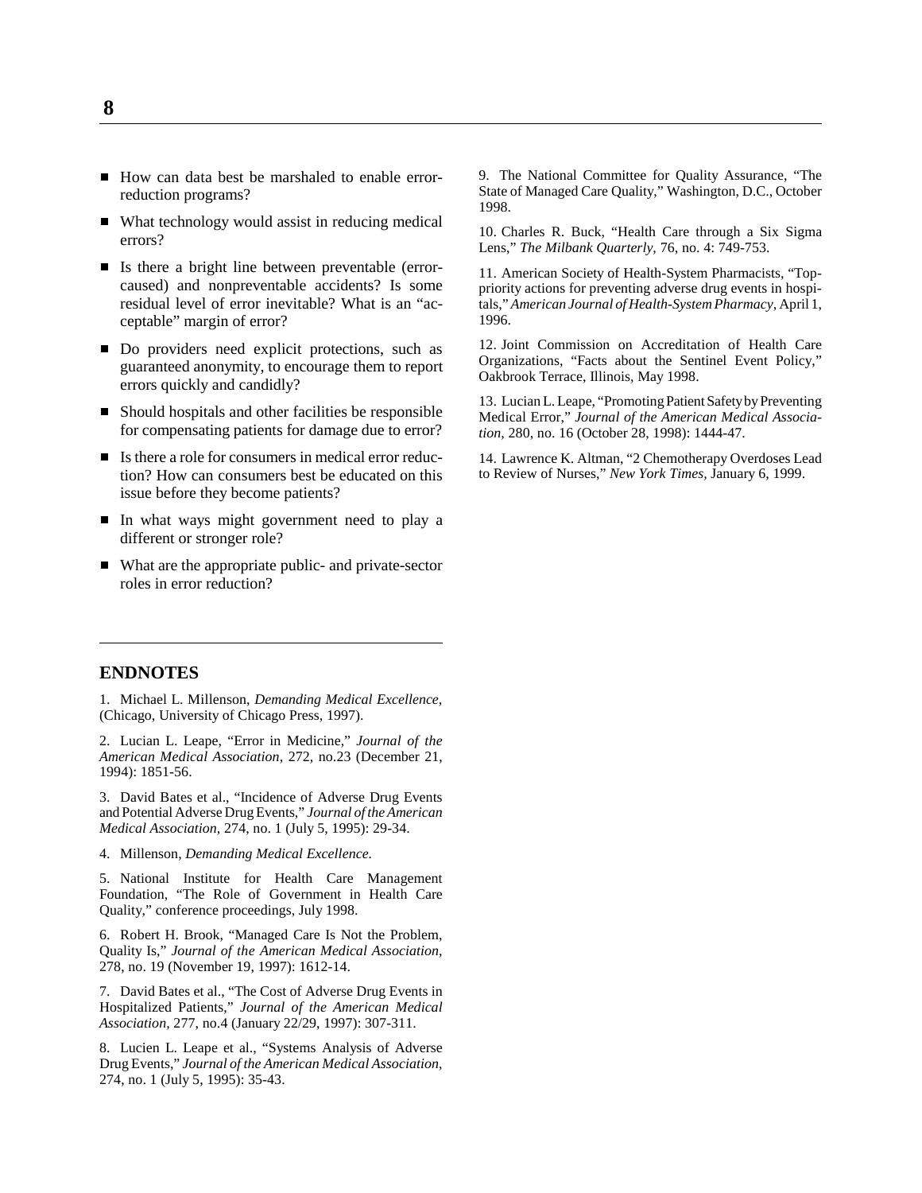- How can data best be marshaled to enable error-reduction programs?
- What technology would assist in reducing medical errors?
- Is there a bright line between preventable (error-caused) and nonpreventable accidents? Is some residual level of error inevitable? What is an "acceptable" margin of error?
- Do providers need explicit protections, such as guaranteed anonymity, to encourage them to report errors quickly and candidly?
- Should hospitals and other facilities be responsible for compensating patients for damage due to error?
- Is there a role for consumers in medical error reduction? How can consumers best be educated on this issue before they become patients?
- In what ways might government need to play a different or stronger role?
- What are the appropriate public- and private-sector roles in error reduction?

## ENDNOTES

1. Michael L. Millenson, *Demanding Medical Excellence,* (Chicago, University of Chicago Press, 1997).

2. Lucian L. Leape, "Error in Medicine," *Journal of the American Medical Association,* 272, no.23 (December 21, 1994): 1851-56.

3. David Bates et al., "Incidence of Adverse Drug Events and Potential Adverse Drug Events," *Journal of the American Medical Association,* 274, no. 1 (July 5, 1995): 29-34.

4. Millenson, *Demanding Medical Excellence.*

5. National Institute for Health Care Management Foundation, "The Role of Government in Health Care Quality," conference proceedings, July 1998.

6. Robert H. Brook, "Managed Care Is Not the Problem, Quality Is," *Journal of the American Medical Association,* 278, no. 19 (November 19, 1997): 1612-14.

7. David Bates et al., "The Cost of Adverse Drug Events in Hospitalized Patients," *Journal of the American Medical Association,* 277, no.4 (January 22/29, 1997): 307-311.

8. Lucien L. Leape et al., "Systems Analysis of Adverse Drug Events," *Journal of the American Medical Association,* 274, no. 1 (July 5, 1995): 35-43.

9. The National Committee for Quality Assurance, "The State of Managed Care Quality," Washington, D.C., October 1998.

10. Charles R. Buck, "Health Care through a Six Sigma Lens," *The Milbank Quarterly,* 76, no. 4: 749-753.

11. American Society of Health-System Pharmacists, "Top-priority actions for preventing adverse drug events in hospitals," *American Journal of Health-System Pharmacy,* April 1, 1996.

12. Joint Commission on Accreditation of Health Care Organizations, "Facts about the Sentinel Event Policy," Oakbrook Terrace, Illinois, May 1998.

13. Lucian L. Leape, "Promoting Patient Safety by Preventing Medical Error," *Journal of the American Medical Association,* 280, no. 16 (October 28, 1998): 1444-47.

14. Lawrence K. Altman, "2 Chemotherapy Overdoses Lead to Review of Nurses," *New York Times,* January 6, 1999.